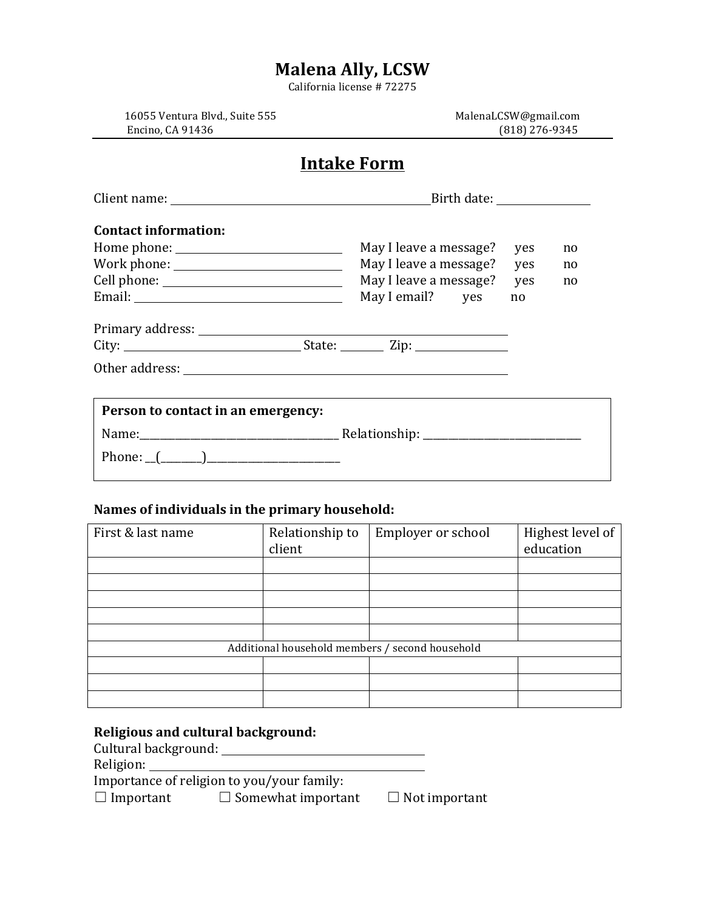# Malena Ally, LCSW

California license # 72275

16055 Ventura Blvd., Suite 555
Encino, CA 91436

MalenaLCSW@gmail.com
(818) 276-9345

## Intake Form

Client name: ________________________________________ Birth date: ______________

**Contact information:**

Home phone: ___________________________ May I leave a message? yes no
Work phone: ___________________________ May I leave a message? yes no
Cell phone: ___________________________ May I leave a message? yes no
Email: ________________________________ May I email? yes no

Primary address: ______________________________________________
City: ___________________________ State: ______ Zip: _____________

Other address: ______________________________________________

**Person to contact in an emergency:**

Name:____________________________________ Relationship: _____________________________

Phone: __(________)__________________________

**Names of individuals in the primary household:**

| First & last name | Relationship to client | Employer or school | Highest level of education |
|---|---|---|---|
| | | | |
| | | | |
| | | | |
| | | | |
| | | | |
| Additional household members / second household | | | |
| | | | |
| | | | |
| | | | |

**Religious and cultural background:**

Cultural background: ______________________________
Religion: ______________________________
Importance of religion to you/your family:
☐ Important ☐ Somewhat important ☐ Not important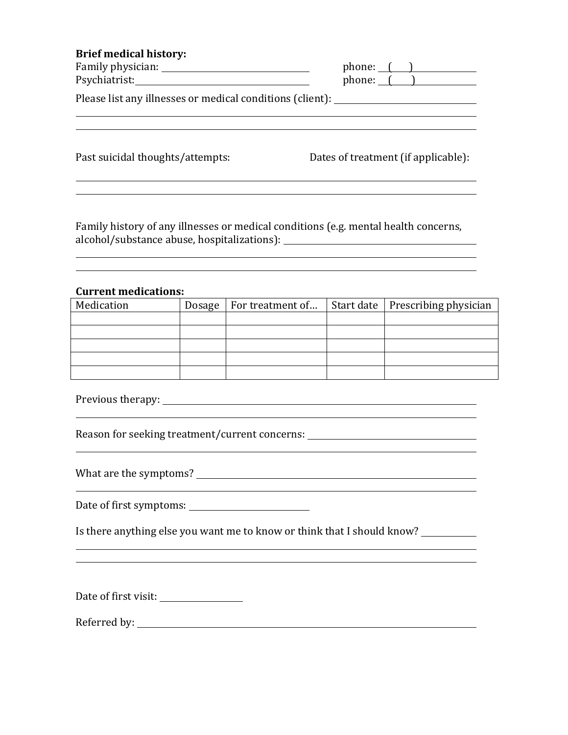**Brief medical history:**

Family physician: ______________________________ phone: ( ) ______________

Psychiatrist: ______________________________ phone: ( ) ______________

Please list any illnesses or medical conditions (client): ______________________________

Past suicidal thoughts/attempts: Dates of treatment (if applicable):

Family history of any illnesses or medical conditions (e.g. mental health concerns, alcohol/substance abuse, hospitalizations): ______________________________

**Current medications:**

| Medication | Dosage | For treatment of… | Start date | Prescribing physician |
|---|---|---|---|---|
| | | | | |
| | | | | |
| | | | | |
| | | | | |
| | | | | |

Previous therapy: ______________________________

Reason for seeking treatment/current concerns: ______________________________

What are the symptoms? ______________________________

Date of first symptoms: ______________________________

Is there anything else you want me to know or think that I should know? ______________

Date of first visit: ______________

Referred by: ______________________________